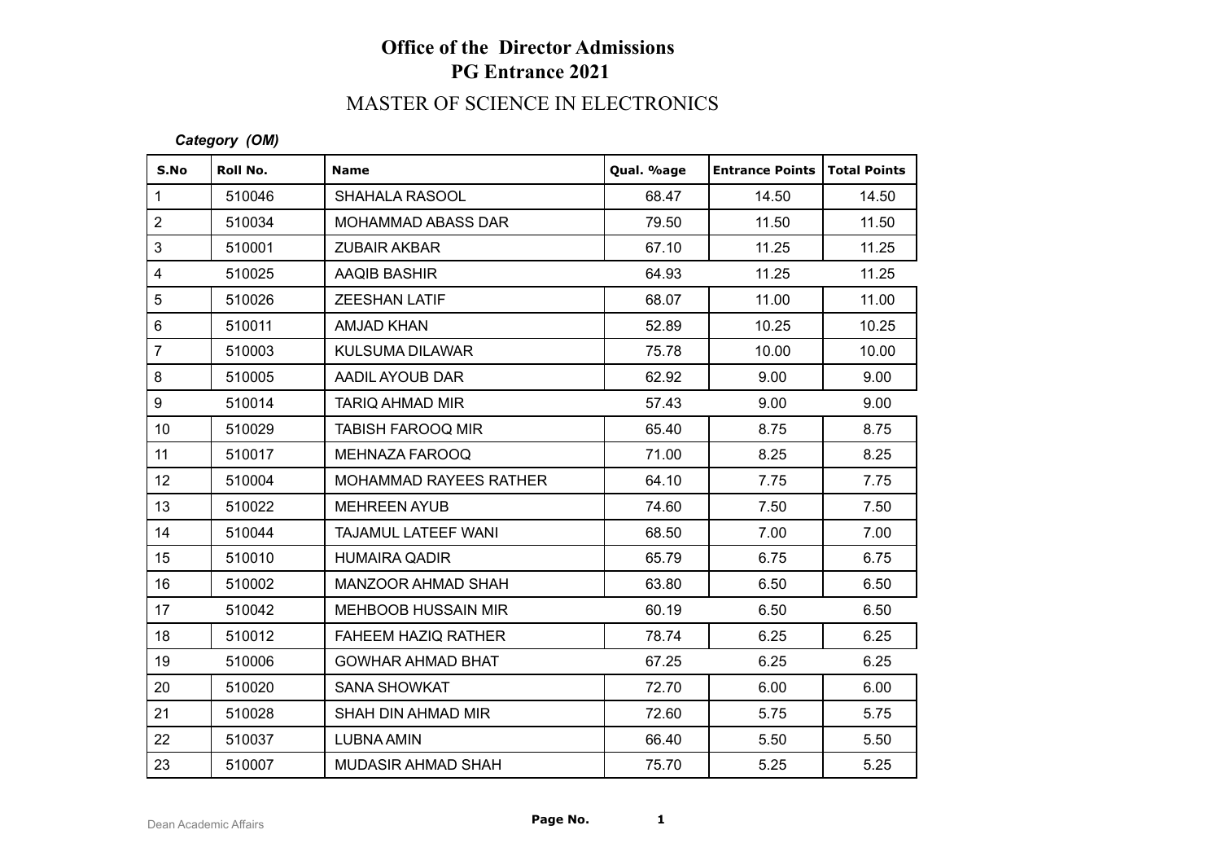# Office of the Director Admissions
## PG Entrance 2021

## MASTER OF SCIENCE IN ELECTRONICS

***Category (OM)***

| S.No | Roll No. | Name | Qual. %age | Entrance Points | Total Points |
|---|---|---|---|---|---|
| 1 | 510046 | SHAHALA RASOOL | 68.47 | 14.50 | 14.50 |
| 2 | 510034 | MOHAMMAD ABASS DAR | 79.50 | 11.50 | 11.50 |
| 3 | 510001 | ZUBAIR AKBAR | 67.10 | 11.25 | 11.25 |
| 4 | 510025 | AAQIB BASHIR | 64.93 | 11.25 | 11.25 |
| 5 | 510026 | ZEESHAN LATIF | 68.07 | 11.00 | 11.00 |
| 6 | 510011 | AMJAD KHAN | 52.89 | 10.25 | 10.25 |
| 7 | 510003 | KULSUMA DILAWAR | 75.78 | 10.00 | 10.00 |
| 8 | 510005 | AADIL AYOUB DAR | 62.92 | 9.00 | 9.00 |
| 9 | 510014 | TARIQ AHMAD MIR | 57.43 | 9.00 | 9.00 |
| 10 | 510029 | TABISH FAROOQ MIR | 65.40 | 8.75 | 8.75 |
| 11 | 510017 | MEHNAZA FAROOQ | 71.00 | 8.25 | 8.25 |
| 12 | 510004 | MOHAMMAD RAYEES RATHER | 64.10 | 7.75 | 7.75 |
| 13 | 510022 | MEHREEN AYUB | 74.60 | 7.50 | 7.50 |
| 14 | 510044 | TAJAMUL LATEEF WANI | 68.50 | 7.00 | 7.00 |
| 15 | 510010 | HUMAIRA QADIR | 65.79 | 6.75 | 6.75 |
| 16 | 510002 | MANZOOR AHMAD SHAH | 63.80 | 6.50 | 6.50 |
| 17 | 510042 | MEHBOOB HUSSAIN MIR | 60.19 | 6.50 | 6.50 |
| 18 | 510012 | FAHEEM HAZIQ RATHER | 78.74 | 6.25 | 6.25 |
| 19 | 510006 | GOWHAR AHMAD BHAT | 67.25 | 6.25 | 6.25 |
| 20 | 510020 | SANA SHOWKAT | 72.70 | 6.00 | 6.00 |
| 21 | 510028 | SHAH DIN AHMAD MIR | 72.60 | 5.75 | 5.75 |
| 22 | 510037 | LUBNA AMIN | 66.40 | 5.50 | 5.50 |
| 23 | 510007 | MUDASIR AHMAD SHAH | 75.70 | 5.25 | 5.25 |

Dean Academic Affairs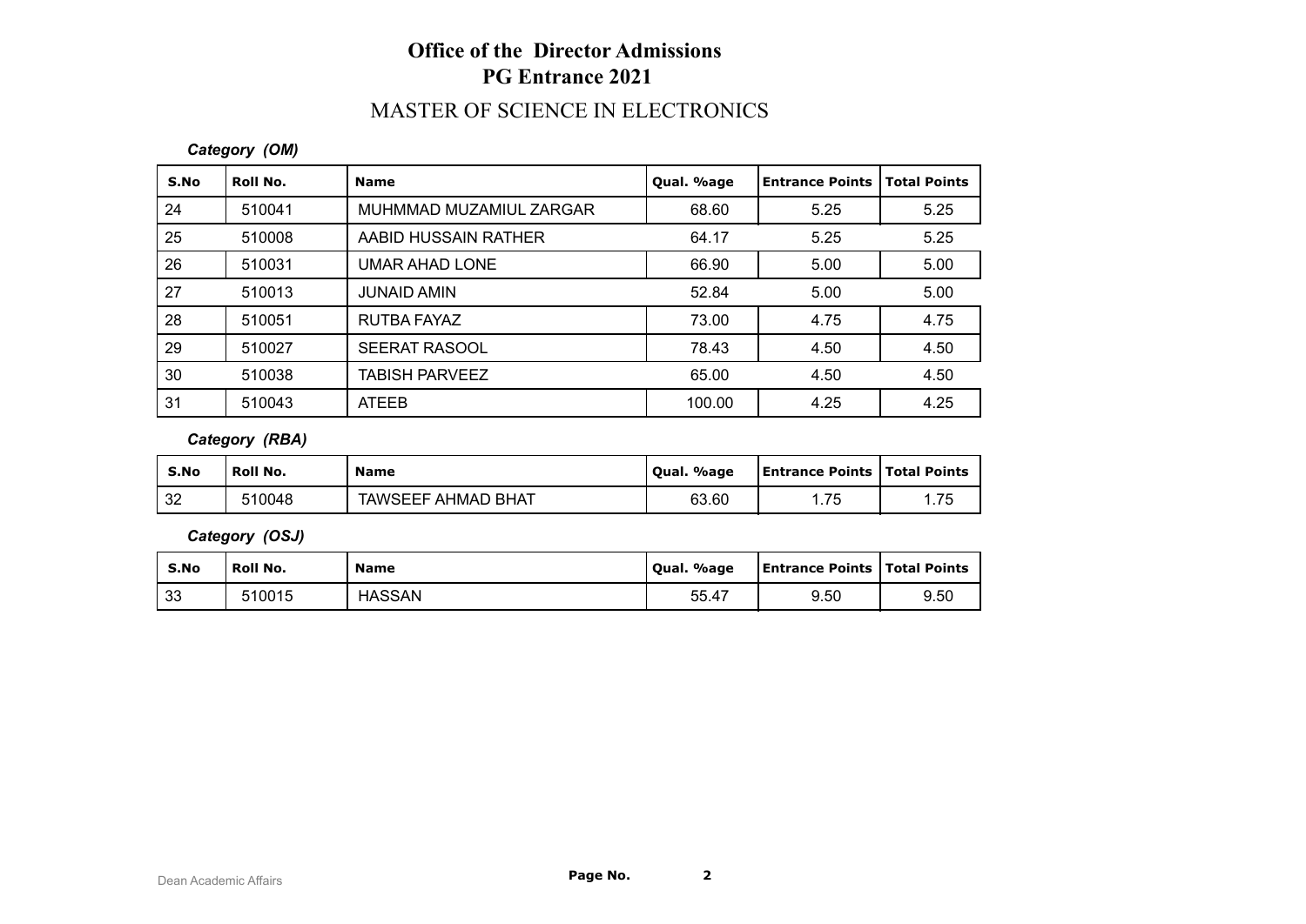# Office of the Director Admissions
## PG Entrance 2021

### MASTER OF SCIENCE IN ELECTRONICS

***Category (OM)***

| S.No | Roll No. | Name | Qual. %age | Entrance Points | Total Points |
|---|---|---|---|---|---|
| 24 | 510041 | MUHMMAD MUZAMIUL ZARGAR | 68.60 | 5.25 | 5.25 |
| 25 | 510008 | AABID HUSSAIN RATHER | 64.17 | 5.25 | 5.25 |
| 26 | 510031 | UMAR AHAD LONE | 66.90 | 5.00 | 5.00 |
| 27 | 510013 | JUNAID AMIN | 52.84 | 5.00 | 5.00 |
| 28 | 510051 | RUTBA FAYAZ | 73.00 | 4.75 | 4.75 |
| 29 | 510027 | SEERAT RASOOL | 78.43 | 4.50 | 4.50 |
| 30 | 510038 | TABISH PARVEEZ | 65.00 | 4.50 | 4.50 |
| 31 | 510043 | ATEEB | 100.00 | 4.25 | 4.25 |

***Category (RBA)***

| S.No | Roll No. | Name | Qual. %age | Entrance Points | Total Points |
|---|---|---|---|---|---|
| 32 | 510048 | TAWSEEF AHMAD BHAT | 63.60 | 1.75 | 1.75 |

***Category (OSJ)***

| S.No | Roll No. | Name | Qual. %age | Entrance Points | Total Points |
|---|---|---|---|---|---|
| 33 | 510015 | HASSAN | 55.47 | 9.50 | 9.50 |

Dean Academic Affairs